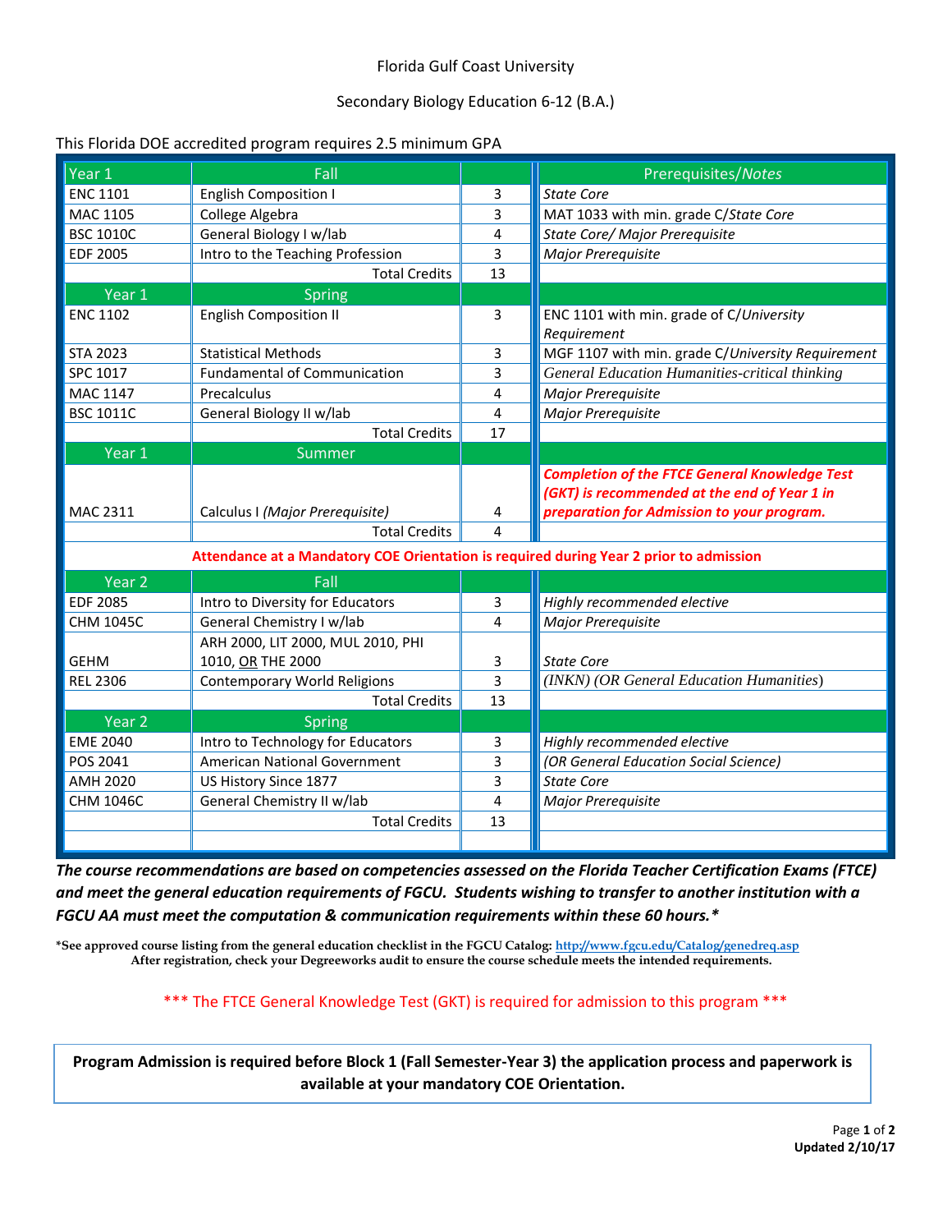Florida Gulf Coast University

Secondary Biology Education 6-12 (B.A.)

This Florida DOE accredited program requires 2.5 minimum GPA

| Year 1 | Fall | | Prerequisites/*Notes* |
|---|---|---|---|
| ENC 1101 | English Composition I | 3 | *State Core* |
| MAC 1105 | College Algebra | 3 | MAT 1033 with min. grade C/*State Core* |
| BSC 1010C | General Biology I w/lab | 4 | *State Core/ Major Prerequisite* |
| EDF 2005 | Intro to the Teaching Profession | 3 | *Major Prerequisite* |
| | Total Credits | 13 | |
| **Year 1** | **Spring** | | |
| ENC 1102 | English Composition II | 3 | ENC 1101 with min. grade of C/*University Requirement* |
| STA 2023 | Statistical Methods | 3 | MGF 1107 with min. grade C/*University Requirement* |
| SPC 1017 | Fundamental of Communication | 3 | *General Education Humanities-critical thinking* |
| MAC 1147 | Precalculus | 4 | *Major Prerequisite* |
| BSC 1011C | General Biology II w/lab | 4 | *Major Prerequisite* |
| | Total Credits | 17 | |
| **Year 1** | **Summer** | | |
| MAC 2311 | Calculus I *(Major Prerequisite)* | 4 | ***Completion of the FTCE General Knowledge Test (GKT) is recommended at the end of Year 1 in preparation for Admission to your program.*** |
| | Total Credits | 4 | |
| **Attendance at a Mandatory COE Orientation is required during Year 2 prior to admission** | | | |
| **Year 2** | **Fall** | | |
| EDF 2085 | Intro to Diversity for Educators | 3 | *Highly recommended elective* |
| CHM 1045C | General Chemistry I w/lab | 4 | *Major Prerequisite* |
| GEHM | ARH 2000, LIT 2000, MUL 2010, PHI 1010, OR THE 2000 | 3 | *State Core* |
| REL 2306 | Contemporary World Religions | 3 | *(INKN) (OR General Education Humanities)* |
| | Total Credits | 13 | |
| **Year 2** | **Spring** | | |
| EME 2040 | Intro to Technology for Educators | 3 | *Highly recommended elective* |
| POS 2041 | American National Government | 3 | *(OR General Education Social Science)* |
| AMH 2020 | US History Since 1877 | 3 | *State Core* |
| CHM 1046C | General Chemistry II w/lab | 4 | *Major Prerequisite* |
| | Total Credits | 13 | |

***The course recommendations are based on competencies assessed on the Florida Teacher Certification Exams (FTCE) and meet the general education requirements of FGCU. Students wishing to transfer to another institution with a FGCU AA must meet the computation & communication requirements within these 60 hours.****

**\*See approved course listing from the general education checklist in the FGCU Catalog: http://www.fgcu.edu/Catalog/genedreq.asp**
**After registration, check your Degreeworks audit to ensure the course schedule meets the intended requirements.**

*** The FTCE General Knowledge Test (GKT) is required for admission to this program ***

**Program Admission is required before Block 1 (Fall Semester-Year 3) the application process and paperwork is available at your mandatory COE Orientation.**

**Updated 2/10/17**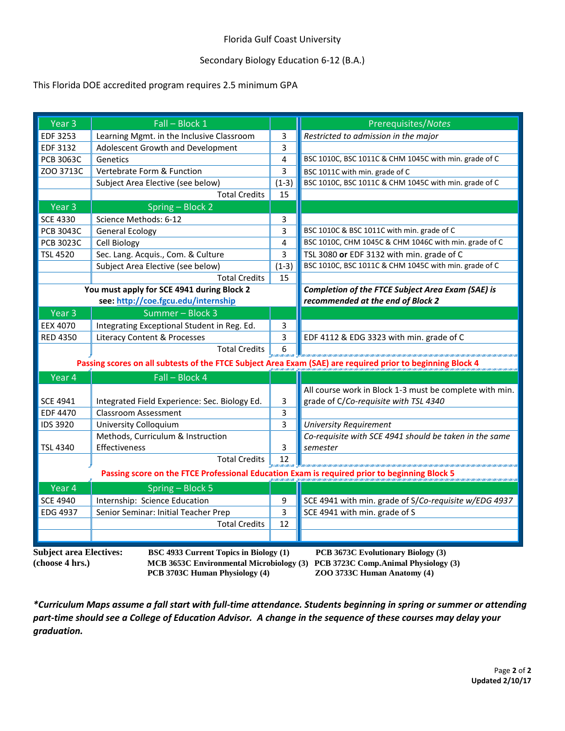Florida Gulf Coast University

Secondary Biology Education 6-12 (B.A.)

This Florida DOE accredited program requires 2.5 minimum GPA

| Year 3 | Fall – Block 1 | | Prerequisites/*Notes* |
|---|---|---|---|
| EDF 3253 | Learning Mgmt. in the Inclusive Classroom | 3 | *Restricted to admission in the major* |
| EDF 3132 | Adolescent Growth and Development | 3 | |
| PCB 3063C | Genetics | 4 | BSC 1010C, BSC 1011C & CHM 1045C with min. grade of C |
| ZOO 3713C | Vertebrate Form & Function | 3 | BSC 1011C with min. grade of C |
| | Subject Area Elective (see below) | (1-3) | BSC 1010C, BSC 1011C & CHM 1045C with min. grade of C |
| | Total Credits | 15 | |
| **Year 3** | **Spring – Block 2** | | |
| SCE 4330 | Science Methods: 6-12 | 3 | |
| PCB 3043C | General Ecology | 3 | BSC 1010C & BSC 1011C with min. grade of C |
| PCB 3023C | Cell Biology | 4 | BSC 1010C, CHM 1045C & CHM 1046C with min. grade of C |
| TSL 4520 | Sec. Lang. Acquis., Com. & Culture | 3 | TSL 3080 **or** EDF 3132 with min. grade of C |
| | Subject Area Elective (see below) | (1-3) | BSC 1010C, BSC 1011C & CHM 1045C with min. grade of C |
| | Total Credits | 15 | |
| **You must apply for SCE 4941 during Block 2 see: http://coe.fgcu.edu/internship** | | | ***Completion of the FTCE Subject Area Exam (SAE) is recommended at the end of Block 2*** |
| **Year 3** | **Summer – Block 3** | | |
| EEX 4070 | Integrating Exceptional Student in Reg. Ed. | 3 | |
| RED 4350 | Literacy Content & Processes | 3 | EDF 4112 & EDG 3323 with min. grade of C |
| | Total Credits | 6 | |
| **Passing scores on all subtests of the FTCE Subject Area Exam (SAE) are required prior to beginning Block 4** | | | |
| **Year 4** | **Fall – Block 4** | | |
| SCE 4941 | Integrated Field Experience: Sec. Biology Ed. | 3 | All course work in Block 1-3 must be complete with min. grade of C/*Co-requisite with TSL 4340* |
| EDF 4470 | Classroom Assessment | 3 | |
| IDS 3920 | University Colloquium | 3 | *University Requirement* |
| TSL 4340 | Methods, Curriculum & Instruction Effectiveness | 3 | *Co-requisite with SCE 4941 should be taken in the same semester* |
| | Total Credits | 12 | |
| **Passing score on the FTCE Professional Education Exam is required prior to beginning Block 5** | | | |
| **Year 4** | **Spring – Block 5** | | |
| SCE 4940 | Internship: Science Education | 9 | SCE 4941 with min. grade of S/*Co-requisite w/EDG 4937* |
| EDG 4937 | Senior Seminar: Initial Teacher Prep | 3 | SCE 4941 with min. grade of S |
| | Total Credits | 12 | |

**Subject area Electives: (choose 4 hrs.)**

- **BSC 4933 Current Topics in Biology (1)**
- **MCB 3653C Environmental Microbiology (3)**
- **PCB 3703C Human Physiology (4)**
- **PCB 3673C Evolutionary Biology (3)**
- **PCB 3723C Comp.Animal Physiology (3)**
- **ZOO 3733C Human Anatomy (4)**

***\*Curriculum Maps assume a fall start with full-time attendance. Students beginning in spring or summer or attending part-time should see a College of Education Advisor. A change in the sequence of these courses may delay your graduation.***

**Updated 2/10/17**